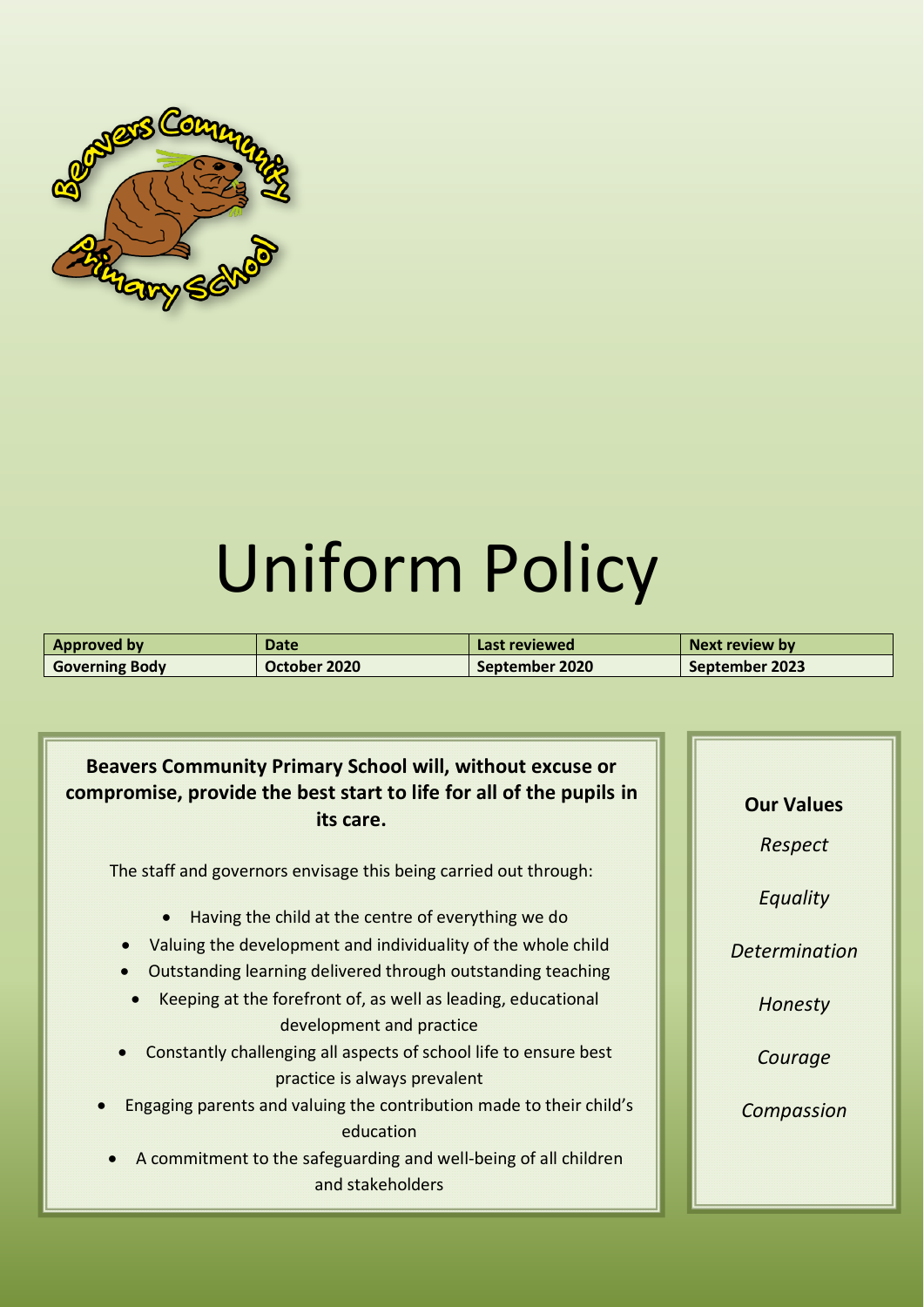# Uniform Policy

| Approved by | Date | Last reviewed | Next review by |
|---|---|---|---|
| Governing Body | October 2020 | September 2020 | September 2023 |

**Beavers Community Primary School will, without excuse or compromise, provide the best start to life for all of the pupils in its care.**

The staff and governors envisage this being carried out through:

- Having the child at the centre of everything we do
- Valuing the development and individuality of the whole child
- Outstanding learning delivered through outstanding teaching
- Keeping at the forefront of, as well as leading, educational development and practice
- Constantly challenging all aspects of school life to ensure best practice is always prevalent
- Engaging parents and valuing the contribution made to their child's education
- A commitment to the safeguarding and well-being of all children and stakeholders

**Our Values**

*Respect*

*Equality*

*Determination*

*Honesty*

*Courage*

*Compassion*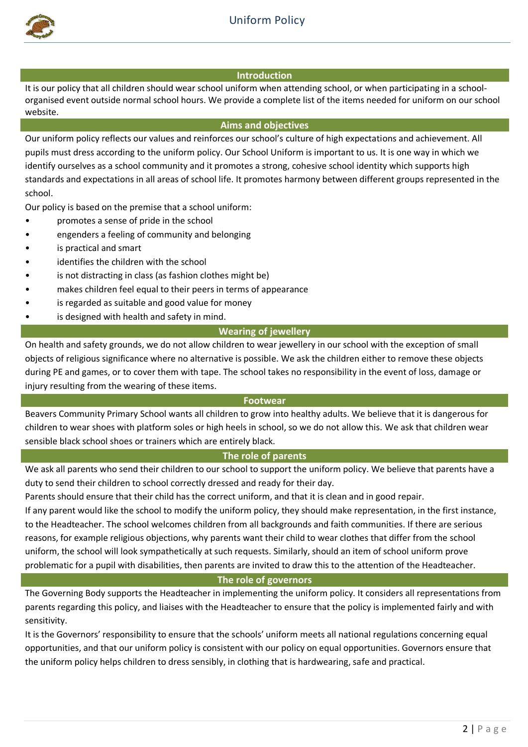## Introduction

It is our policy that all children should wear school uniform when attending school, or when participating in a school-organised event outside normal school hours. We provide a complete list of the items needed for uniform on our school website.

## Aims and objectives

Our uniform policy reflects our values and reinforces our school's culture of high expectations and achievement. All pupils must dress according to the uniform policy. Our School Uniform is important to us. It is one way in which we identify ourselves as a school community and it promotes a strong, cohesive school identity which supports high standards and expectations in all areas of school life. It promotes harmony between different groups represented in the school.

Our policy is based on the premise that a school uniform:

- promotes a sense of pride in the school
- engenders a feeling of community and belonging
- is practical and smart
- identifies the children with the school
- is not distracting in class (as fashion clothes might be)
- makes children feel equal to their peers in terms of appearance
- is regarded as suitable and good value for money
- is designed with health and safety in mind.

## Wearing of jewellery

On health and safety grounds, we do not allow children to wear jewellery in our school with the exception of small objects of religious significance where no alternative is possible. We ask the children either to remove these objects during PE and games, or to cover them with tape. The school takes no responsibility in the event of loss, damage or injury resulting from the wearing of these items.

## Footwear

Beavers Community Primary School wants all children to grow into healthy adults. We believe that it is dangerous for children to wear shoes with platform soles or high heels in school, so we do not allow this. We ask that children wear sensible black school shoes or trainers which are entirely black.

## The role of parents

We ask all parents who send their children to our school to support the uniform policy. We believe that parents have a duty to send their children to school correctly dressed and ready for their day.

Parents should ensure that their child has the correct uniform, and that it is clean and in good repair.

If any parent would like the school to modify the uniform policy, they should make representation, in the first instance, to the Headteacher. The school welcomes children from all backgrounds and faith communities. If there are serious reasons, for example religious objections, why parents want their child to wear clothes that differ from the school uniform, the school will look sympathetically at such requests. Similarly, should an item of school uniform prove problematic for a pupil with disabilities, then parents are invited to draw this to the attention of the Headteacher.

## The role of governors

The Governing Body supports the Headteacher in implementing the uniform policy. It considers all representations from parents regarding this policy, and liaises with the Headteacher to ensure that the policy is implemented fairly and with sensitivity.

It is the Governors' responsibility to ensure that the schools' uniform meets all national regulations concerning equal opportunities, and that our uniform policy is consistent with our policy on equal opportunities. Governors ensure that the uniform policy helps children to dress sensibly, in clothing that is hardwearing, safe and practical.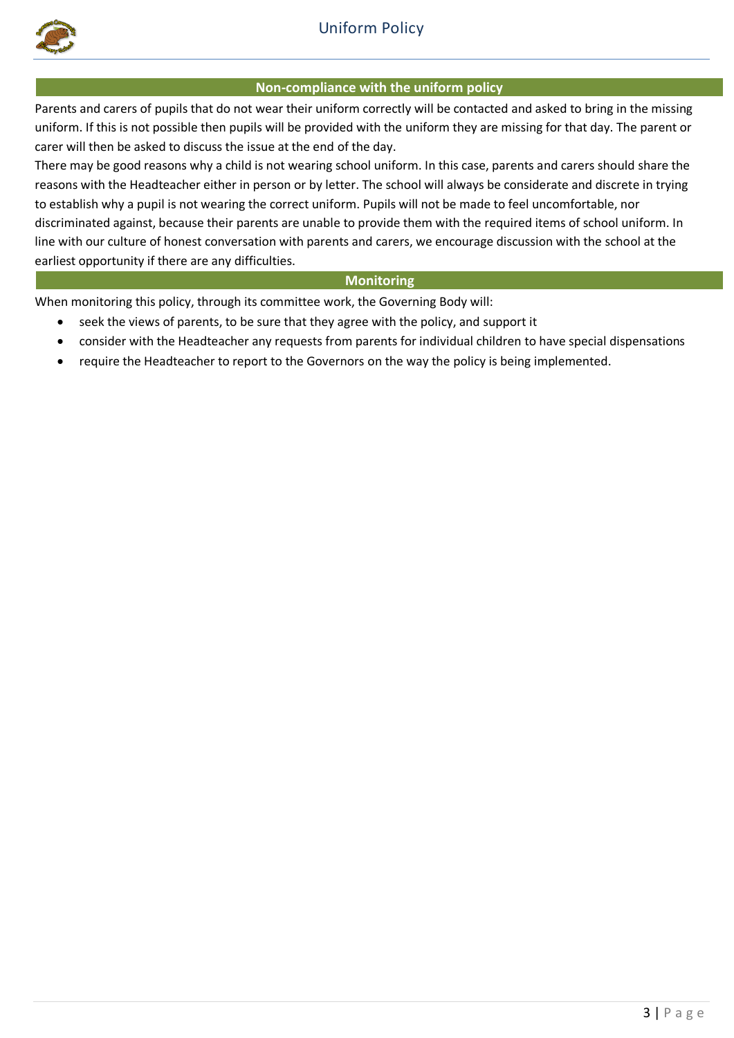## Non-compliance with the uniform policy

Parents and carers of pupils that do not wear their uniform correctly will be contacted and asked to bring in the missing uniform. If this is not possible then pupils will be provided with the uniform they are missing for that day. The parent or carer will then be asked to discuss the issue at the end of the day.

There may be good reasons why a child is not wearing school uniform. In this case, parents and carers should share the reasons with the Headteacher either in person or by letter. The school will always be considerate and discrete in trying to establish why a pupil is not wearing the correct uniform. Pupils will not be made to feel uncomfortable, nor discriminated against, because their parents are unable to provide them with the required items of school uniform. In line with our culture of honest conversation with parents and carers, we encourage discussion with the school at the earliest opportunity if there are any difficulties.

## Monitoring

When monitoring this policy, through its committee work, the Governing Body will:

- seek the views of parents, to be sure that they agree with the policy, and support it
- consider with the Headteacher any requests from parents for individual children to have special dispensations
- require the Headteacher to report to the Governors on the way the policy is being implemented.